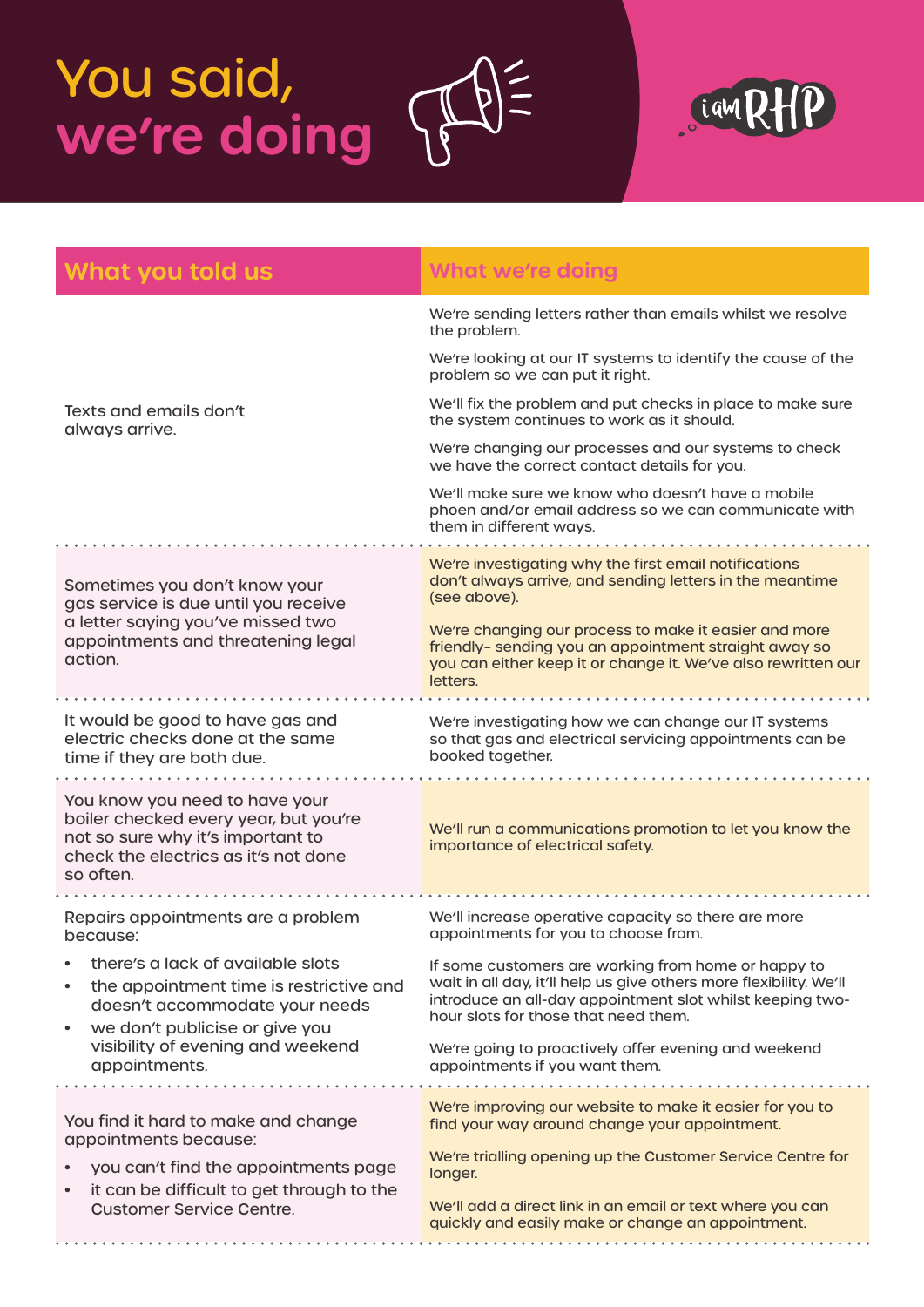# You said, we're doing

iamRHP

| What you told us | What we're doing |
| --- | --- |
| Texts and emails don't always arrive. | We're sending letters rather than emails whilst we resolve the problem.<br><br>We're looking at our IT systems to identify the cause of the problem so we can put it right.<br><br>We'll fix the problem and put checks in place to make sure the system continues to work as it should.<br><br>We're changing our processes and our systems to check we have the correct contact details for you.<br><br>We'll make sure we know who doesn't have a mobile phoen and/or email address so we can communicate with them in different ways. |
| Sometimes you don't know your gas service is due until you receive a letter saying you've missed two appointments and threatening legal action. | We're investigating why the first email notifications don't always arrive, and sending letters in the meantime (see above).<br><br>We're changing our process to make it easier and more friendly- sending you an appointment straight away so you can either keep it or change it. We've also rewritten our letters. |
| It would be good to have gas and electric checks done at the same time if they are both due. | We're investigating how we can change our IT systems so that gas and electrical servicing appointments can be booked together. |
| You know you need to have your boiler checked every year, but you're not so sure why it's important to check the electrics as it's not done so often. | We'll run a communications promotion to let you know the importance of electrical safety. |
| Repairs appointments are a problem because:<br>• there's a lack of available slots<br>• the appointment time is restrictive and doesn't accommodate your needs<br>• we don't publicise or give you visibility of evening and weekend appointments. | We'll increase operative capacity so there are more appointments for you to choose from.<br><br>If some customers are working from home or happy to wait in all day, it'll help us give others more flexibility. We'll introduce an all-day appointment slot whilst keeping two-hour slots for those that need them.<br><br>We're going to proactively offer evening and weekend appointments if you want them. |
| You find it hard to make and change appointments because:<br>• you can't find the appointments page<br>• it can be difficult to get through to the Customer Service Centre. | We're improving our website to make it easier for you to find your way around change your appointment.<br><br>We're trialling opening up the Customer Service Centre for longer.<br><br>We'll add a direct link in an email or text where you can quickly and easily make or change an appointment. |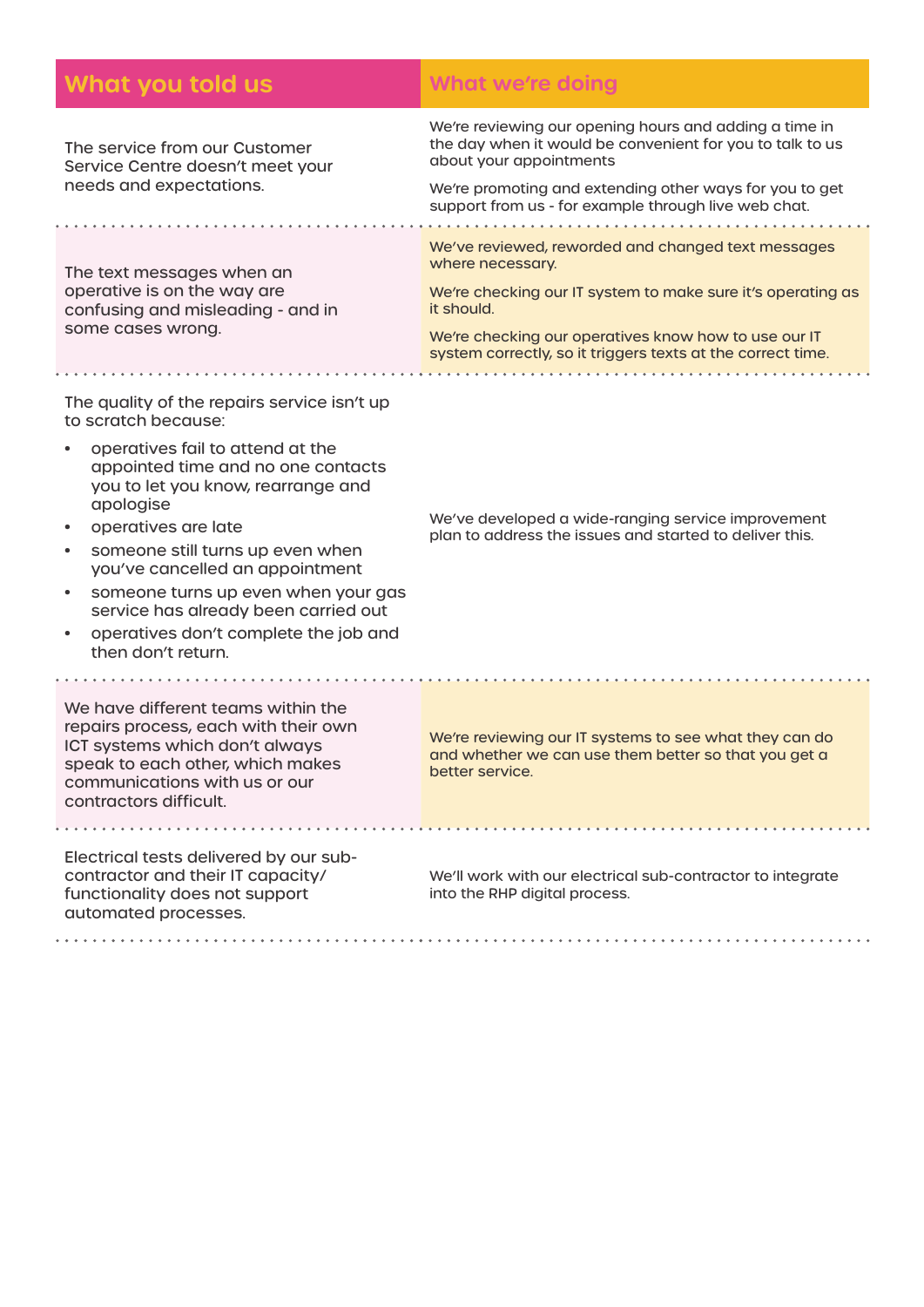| What you told us | What we're doing |
|---|---|
| The service from our Customer Service Centre doesn't meet your needs and expectations. | We're reviewing our opening hours and adding a time in the day when it would be convenient for you to talk to us about your appointments<br><br>We're promoting and extending other ways for you to get support from us - for example through live web chat. |
| The text messages when an operative is on the way are confusing and misleading - and in some cases wrong. | We've reviewed, reworded and changed text messages where necessary.<br><br>We're checking our IT system to make sure it's operating as it should.<br><br>We're checking our operatives know how to use our IT system correctly, so it triggers texts at the correct time. |
| The quality of the repairs service isn't up to scratch because:<br>• operatives fail to attend at the appointed time and no one contacts you to let you know, rearrange and apologise<br>• operatives are late<br>• someone still turns up even when you've cancelled an appointment<br>• someone turns up even when your gas service has already been carried out<br>• operatives don't complete the job and then don't return. | We've developed a wide-ranging service improvement plan to address the issues and started to deliver this. |
| We have different teams within the repairs process, each with their own ICT systems which don't always speak to each other, which makes communications with us or our contractors difficult. | We're reviewing our IT systems to see what they can do and whether we can use them better so that you get a better service. |
| Electrical tests delivered by our sub-contractor and their IT capacity/ functionality does not support automated processes. | We'll work with our electrical sub-contractor to integrate into the RHP digital process. |